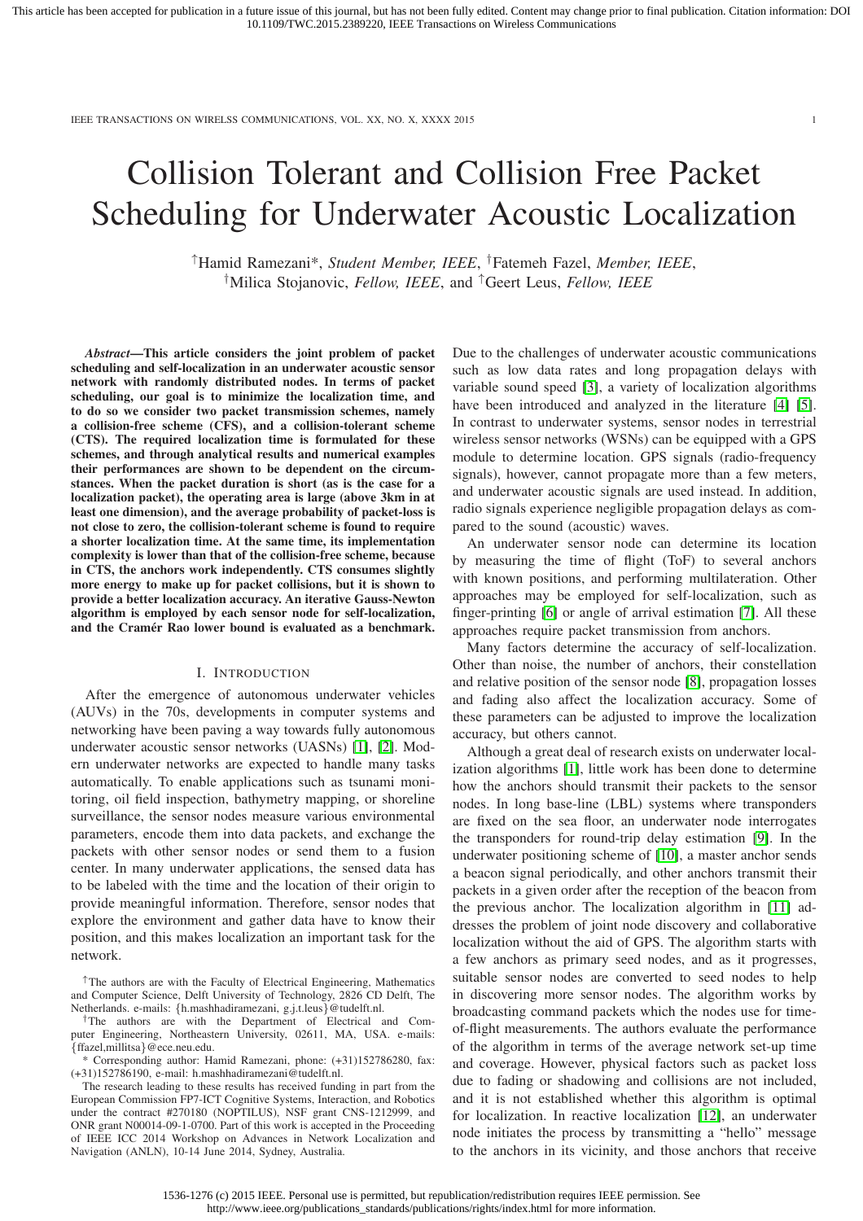# Collision Tolerant and Collision Free Packet Scheduling for Underwater Acoustic Localization

†Hamid Ramezani*, *Student Member, IEEE*, †Fatemeh Fazel, *Member, IEEE*, †Milica Stojanovic, *Fellow, IEEE*, and †Geert Leus, *Fellow, IEEE*

***Abstract*—This article considers the joint problem of packet scheduling and self-localization in an underwater acoustic sensor network with randomly distributed nodes. In terms of packet scheduling, our goal is to minimize the localization time, and to do so we consider two packet transmission schemes, namely a collision-free scheme (CFS), and a collision-tolerant scheme (CTS). The required localization time is formulated for these schemes, and through analytical results and numerical examples their performances are shown to be dependent on the circumstances. When the packet duration is short (as is the case for a localization packet), the operating area is large (above 3km in at least one dimension), and the average probability of packet-loss is not close to zero, the collision-tolerant scheme is found to require a shorter localization time. At the same time, its implementation complexity is lower than that of the collision-free scheme, because in CTS, the anchors work independently. CTS consumes slightly more energy to make up for packet collisions, but it is shown to provide a better localization accuracy. An iterative Gauss-Newton algorithm is employed by each sensor node for self-localization, and the Cramér Rao lower bound is evaluated as a benchmark.**

## I. Introduction

After the emergence of autonomous underwater vehicles (AUVs) in the 70s, developments in computer systems and networking have been paving a way towards fully autonomous underwater acoustic sensor networks (UASNs) [1], [2]. Modern underwater networks are expected to handle many tasks automatically. To enable applications such as tsunami monitoring, oil field inspection, bathymetry mapping, or shoreline surveillance, the sensor nodes measure various environmental parameters, encode them into data packets, and exchange the packets with other sensor nodes or send them to a fusion center. In many underwater applications, the sensed data has to be labeled with the time and the location of their origin to provide meaningful information. Therefore, sensor nodes that explore the environment and gather data have to know their position, and this makes localization an important task for the network.

Due to the challenges of underwater acoustic communications such as low data rates and long propagation delays with variable sound speed [3], a variety of localization algorithms have been introduced and analyzed in the literature [4] [5]. In contrast to underwater systems, sensor nodes in terrestrial wireless sensor networks (WSNs) can be equipped with a GPS module to determine location. GPS signals (radio-frequency signals), however, cannot propagate more than a few meters, and underwater acoustic signals are used instead. In addition, radio signals experience negligible propagation delays as compared to the sound (acoustic) waves.

An underwater sensor node can determine its location by measuring the time of flight (ToF) to several anchors with known positions, and performing multilateration. Other approaches may be employed for self-localization, such as finger-printing [6] or angle of arrival estimation [7]. All these approaches require packet transmission from anchors.

Many factors determine the accuracy of self-localization. Other than noise, the number of anchors, their constellation and relative position of the sensor node [8], propagation losses and fading also affect the localization accuracy. Some of these parameters can be adjusted to improve the localization accuracy, but others cannot.

Although a great deal of research exists on underwater localization algorithms [1], little work has been done to determine how the anchors should transmit their packets to the sensor nodes. In long base-line (LBL) systems where transponders are fixed on the sea floor, an underwater node interrogates the transponders for round-trip delay estimation [9]. In the underwater positioning scheme of [10], a master anchor sends a beacon signal periodically, and other anchors transmit their packets in a given order after the reception of the beacon from the previous anchor. The localization algorithm in [11] addresses the problem of joint node discovery and collaborative localization without the aid of GPS. The algorithm starts with a few anchors as primary seed nodes, and as it progresses, suitable sensor nodes are converted to seed nodes to help in discovering more sensor nodes. The algorithm works by broadcasting command packets which the nodes use for time-of-flight measurements. The authors evaluate the performance of the algorithm in terms of the average network set-up time and coverage. However, physical factors such as packet loss due to fading or shadowing and collisions are not included, and it is not established whether this algorithm is optimal for localization. In reactive localization [12], an underwater node initiates the process by transmitting a "hello" message to the anchors in its vicinity, and those anchors that receive

†The authors are with the Faculty of Electrical Engineering, Mathematics and Computer Science, Delft University of Technology, 2826 CD Delft, The Netherlands. e-mails: {h.mashhadiramezani, g.j.t.leus}@tudelft.nl.

†The authors are with the Department of Electrical and Computer Engineering, Northeastern University, 02611, MA, USA. e-mails: {ffazel,millitsa}@ece.neu.edu.

\* Corresponding author: Hamid Ramezani, phone: (+31)152786280, fax: (+31)152786190, e-mail: h.mashhadiramezani@tudelft.nl.

The research leading to these results has received funding in part from the European Commission FP7-ICT Cognitive Systems, Interaction, and Robotics under the contract #270180 (NOPTILUS), NSF grant CNS-1212999, and ONR grant N00014-09-1-0700. Part of this work is accepted in the Proceeding of IEEE ICC 2014 Workshop on Advances in Network Localization and Navigation (ANLN), 10-14 June 2014, Sydney, Australia.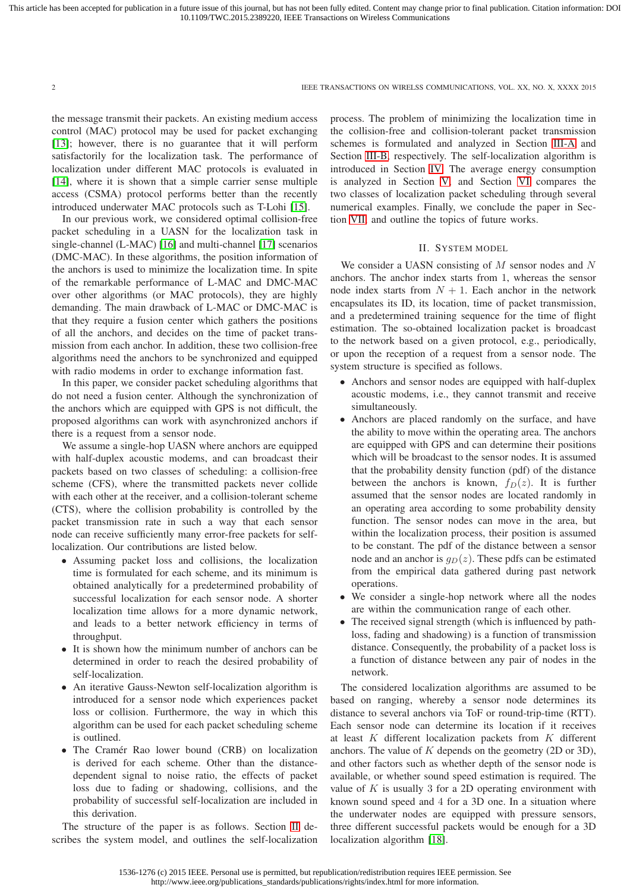the message transmit their packets. An existing medium access control (MAC) protocol may be used for packet exchanging [13]; however, there is no guarantee that it will perform satisfactorily for the localization task. The performance of localization under different MAC protocols is evaluated in [14], where it is shown that a simple carrier sense multiple access (CSMA) protocol performs better than the recently introduced underwater MAC protocols such as T-Lohi [15].

In our previous work, we considered optimal collision-free packet scheduling in a UASN for the localization task in single-channel (L-MAC) [16] and multi-channel [17] scenarios (DMC-MAC). In these algorithms, the position information of the anchors is used to minimize the localization time. In spite of the remarkable performance of L-MAC and DMC-MAC over other algorithms (or MAC protocols), they are highly demanding. The main drawback of L-MAC or DMC-MAC is that they require a fusion center which gathers the positions of all the anchors, and decides on the time of packet transmission from each anchor. In addition, these two collision-free algorithms need the anchors to be synchronized and equipped with radio modems in order to exchange information fast.

In this paper, we consider packet scheduling algorithms that do not need a fusion center. Although the synchronization of the anchors which are equipped with GPS is not difficult, the proposed algorithms can work with asynchronized anchors if there is a request from a sensor node.

We assume a single-hop UASN where anchors are equipped with half-duplex acoustic modems, and can broadcast their packets based on two classes of scheduling: a collision-free scheme (CFS), where the transmitted packets never collide with each other at the receiver, and a collision-tolerant scheme (CTS), where the collision probability is controlled by the packet transmission rate in such a way that each sensor node can receive sufficiently many error-free packets for self-localization. Our contributions are listed below.

- Assuming packet loss and collisions, the localization time is formulated for each scheme, and its minimum is obtained analytically for a predetermined probability of successful localization for each sensor node. A shorter localization time allows for a more dynamic network, and leads to a better network efficiency in terms of throughput.
- It is shown how the minimum number of anchors can be determined in order to reach the desired probability of self-localization.
- An iterative Gauss-Newton self-localization algorithm is introduced for a sensor node which experiences packet loss or collision. Furthermore, the way in which this algorithm can be used for each packet scheduling scheme is outlined.
- The Cramér Rao lower bound (CRB) on localization is derived for each scheme. Other than the distance-dependent signal to noise ratio, the effects of packet loss due to fading or shadowing, collisions, and the probability of successful self-localization are included in this derivation.

The structure of the paper is as follows. Section II describes the system model, and outlines the self-localization process. The problem of minimizing the localization time in the collision-free and collision-tolerant packet transmission schemes is formulated and analyzed in Section III-A and Section III-B, respectively. The self-localization algorithm is introduced in Section IV. The average energy consumption is analyzed in Section V, and Section VI compares the two classes of localization packet scheduling through several numerical examples. Finally, we conclude the paper in Section VII and outline the topics of future works.

## II. System model

We consider a UASN consisting of $M$ sensor nodes and $N$ anchors. The anchor index starts from 1, whereas the sensor node index starts from $N+1$. Each anchor in the network encapsulates its ID, its location, time of packet transmission, and a predetermined training sequence for the time of flight estimation. The so-obtained localization packet is broadcast to the network based on a given protocol, e.g., periodically, or upon the reception of a request from a sensor node. The system structure is specified as follows.

- Anchors and sensor nodes are equipped with half-duplex acoustic modems, i.e., they cannot transmit and receive simultaneously.
- Anchors are placed randomly on the surface, and have the ability to move within the operating area. The anchors are equipped with GPS and can determine their positions which will be broadcast to the sensor nodes. It is assumed that the probability density function (pdf) of the distance between the anchors is known, $f_D(z)$. It is further assumed that the sensor nodes are located randomly in an operating area according to some probability density function. The sensor nodes can move in the area, but within the localization process, their position is assumed to be constant. The pdf of the distance between a sensor node and an anchor is $g_D(z)$. These pdfs can be estimated from the empirical data gathered during past network operations.
- We consider a single-hop network where all the nodes are within the communication range of each other.
- The received signal strength (which is influenced by path-loss, fading and shadowing) is a function of transmission distance. Consequently, the probability of a packet loss is a function of distance between any pair of nodes in the network.

The considered localization algorithms are assumed to be based on ranging, whereby a sensor node determines its distance to several anchors via ToF or round-trip-time (RTT). Each sensor node can determine its location if it receives at least $K$ different localization packets from $K$ different anchors. The value of $K$ depends on the geometry (2D or 3D), and other factors such as whether depth of the sensor node is available, or whether sound speed estimation is required. The value of $K$ is usually 3 for a 2D operating environment with known sound speed and 4 for a 3D one. In a situation where the underwater nodes are equipped with pressure sensors, three different successful packets would be enough for a 3D localization algorithm [18].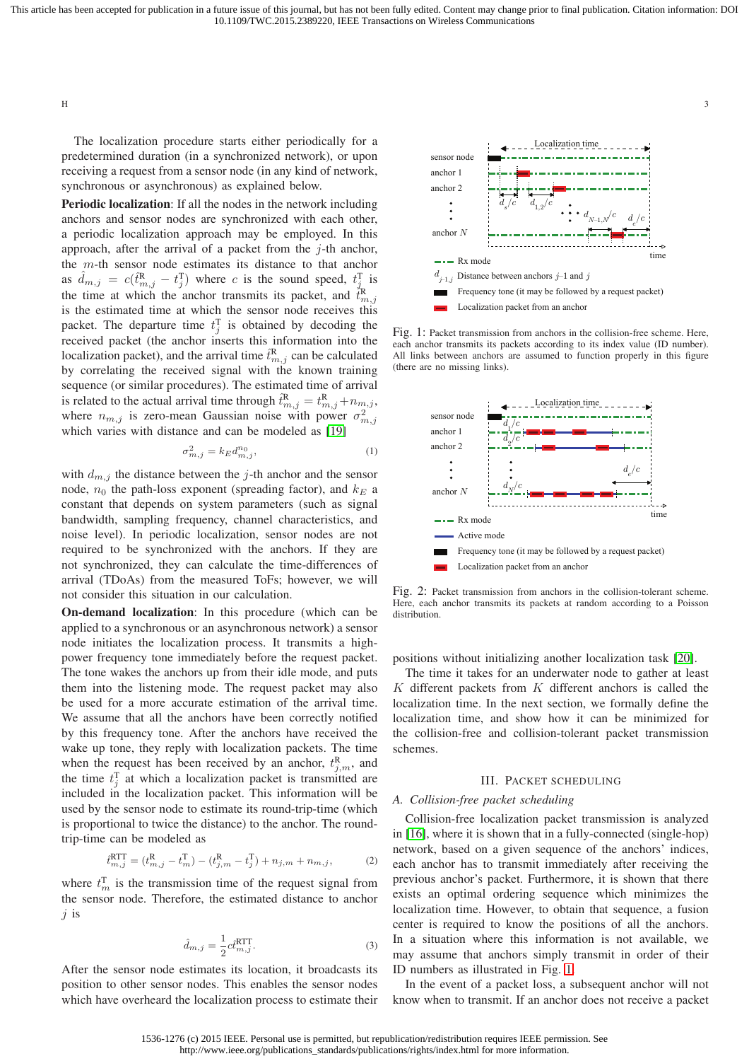The localization procedure starts either periodically for a predetermined duration (in a synchronized network), or upon receiving a request from a sensor node (in any kind of network, synchronous or asynchronous) as explained below.

**Periodic localization**: If all the nodes in the network including anchors and sensor nodes are synchronized with each other, a periodic localization approach may be employed. In this approach, after the arrival of a packet from the $j$-th anchor, the $m$-th sensor node estimates its distance to that anchor as $\hat{d}_{m,j} = c(\hat{t}^{\mathrm{R}}_{m,j} - t^{\mathrm{T}}_{j})$ where $c$ is the sound speed, $t^{\mathrm{T}}_{j}$ is the time at which the anchor transmits its packet, and $\hat{t}^{\mathrm{R}}_{m,j}$ is the estimated time at which the sensor node receives this packet. The departure time $t^{\mathrm{T}}_{j}$ is obtained by decoding the received packet (the anchor inserts this information into the localization packet), and the arrival time $\hat{t}^{\mathrm{R}}_{m,j}$ can be calculated by correlating the received signal with the known training sequence (or similar procedures). The estimated time of arrival is related to the actual arrival time through $\hat{t}^{\mathrm{R}}_{m,j} = t^{\mathrm{R}}_{m,j} + n_{m,j}$, where $n_{m,j}$ is zero-mean Gaussian noise with power $\sigma^2_{m,j}$ which varies with distance and can be modeled as [19]

$$\sigma^2_{m,j} = k_E d^{n_0}_{m,j}, \tag{1}$$

with $d_{m,j}$ the distance between the $j$-th anchor and the sensor node, $n_0$ the path-loss exponent (spreading factor), and $k_E$ a constant that depends on system parameters (such as signal bandwidth, sampling frequency, channel characteristics, and noise level). In periodic localization, sensor nodes are not required to be synchronized with the anchors. If they are not synchronized, they can calculate the time-differences of arrival (TDoAs) from the measured ToFs; however, we will not consider this situation in our calculation.

**On-demand localization**: In this procedure (which can be applied to a synchronous or an asynchronous network) a sensor node initiates the localization process. It transmits a high-power frequency tone immediately before the request packet. The tone wakes the anchors up from their idle mode, and puts them into the listening mode. The request packet may also be used for a more accurate estimation of the arrival time. We assume that all the anchors have been correctly notified by this frequency tone. After the anchors have received the wake up tone, they reply with localization packets. The time when the request has been received by an anchor, $t^{\mathrm{R}}_{j,m}$, and the time $t^{\mathrm{T}}_{j}$ at which a localization packet is transmitted are included in the localization packet. This information will be used by the sensor node to estimate its round-trip-time (which is proportional to twice the distance) to the anchor. The round-trip-time can be modeled as

$$\hat{t}^{\mathrm{RTT}}_{m,j} = (t^{\mathrm{R}}_{m,j} - t^{\mathrm{T}}_{m}) - (t^{\mathrm{R}}_{j,m} - t^{\mathrm{T}}_{j}) + n_{j,m} + n_{m,j}, \tag{2}$$

where $t^{\mathrm{T}}_{m}$ is the transmission time of the request signal from the sensor node. Therefore, the estimated distance to anchor $j$ is

$$\hat{d}_{m,j} = \frac{1}{2} c \hat{t}^{\mathrm{RTT}}_{m,j}. \tag{3}$$

After the sensor node estimates its location, it broadcasts its position to other sensor nodes. This enables the sensor nodes which have overheard the localization process to estimate their positions without initializing another localization task [20].

Fig. 1: Packet transmission from anchors in the collision-free scheme. Here, each anchor transmits its packets according to its index value (ID number). All links between anchors are assumed to function properly in this figure (there are no missing links).

Fig. 2: Packet transmission from anchors in the collision-tolerant scheme. Here, each anchor transmits its packets at random according to a Poisson distribution.

The time it takes for an underwater node to gather at least $K$ different packets from $K$ different anchors is called the localization time. In the next section, we formally define the localization time, and show how it can be minimized for the collision-free and collision-tolerant packet transmission schemes.

## III. Packet Scheduling

### A. Collision-free packet scheduling

Collision-free localization packet transmission is analyzed in [16], where it is shown that in a fully-connected (single-hop) network, based on a given sequence of the anchors' indices, each anchor has to transmit immediately after receiving the previous anchor's packet. Furthermore, it is shown that there exists an optimal ordering sequence which minimizes the localization time. However, to obtain that sequence, a fusion center is required to know the positions of all the anchors. In a situation where this information is not available, we may assume that anchors simply transmit in order of their ID numbers as illustrated in Fig. 1.

In the event of a packet loss, a subsequent anchor will not know when to transmit. If an anchor does not receive a packet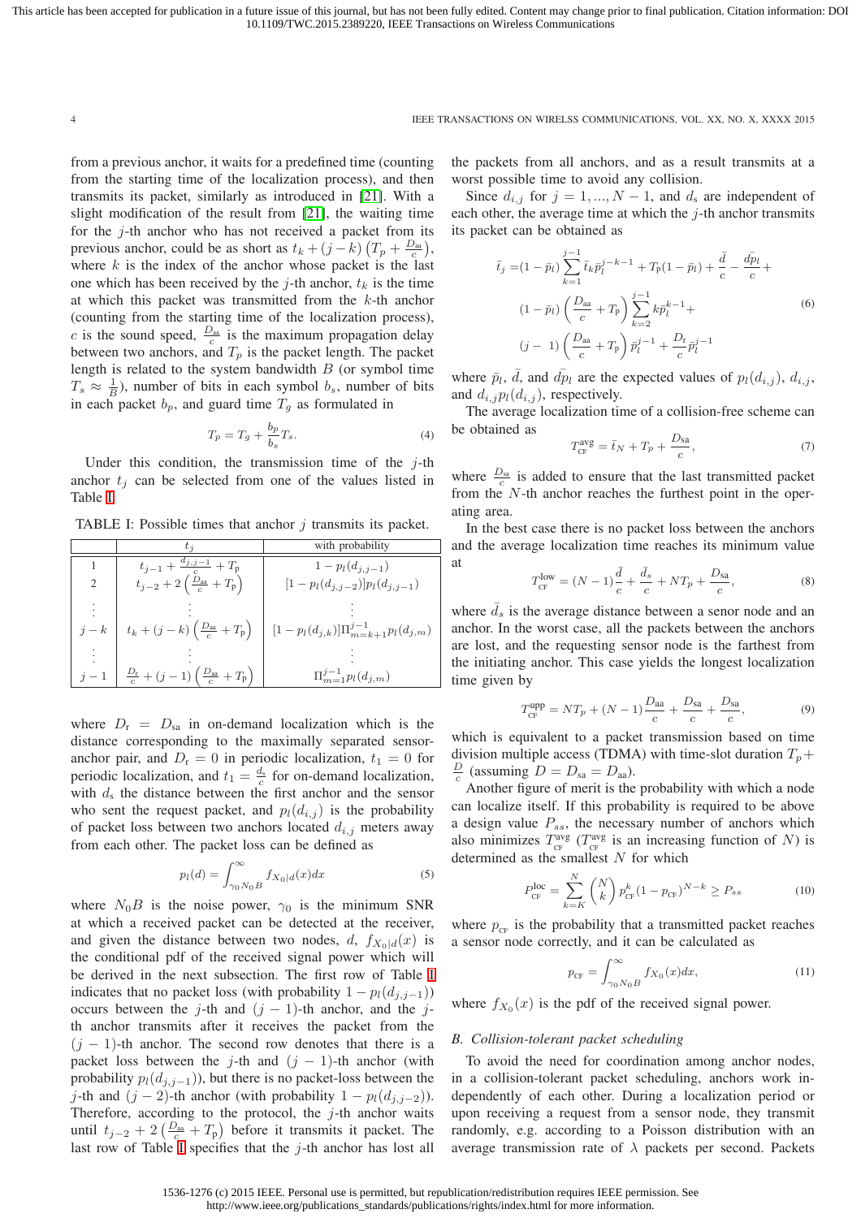from a previous anchor, it waits for a predefined time (counting from the starting time of the localization process), and then transmits its packet, similarly as introduced in [21]. With a slight modification of the result from [21], the waiting time for the $j$-th anchor who has not received a packet from its previous anchor, could be as short as $t_k + (j-k)\left(T_p + \frac{D_{aa}}{c}\right)$, where $k$ is the index of the anchor whose packet is the last one which has been received by the $j$-th anchor, $t_k$ is the time at which this packet was transmitted from the $k$-th anchor (counting from the starting time of the localization process), $c$ is the sound speed, $\frac{D_{aa}}{c}$ is the maximum propagation delay between two anchors, and $T_p$ is the packet length. The packet length is related to the system bandwidth $B$ (or symbol time $T_s \approx \frac{1}{B}$), number of bits in each symbol $b_s$, number of bits in each packet $b_p$, and guard time $T_g$ as formulated in

$$T_p = T_g + \frac{b_p}{b_s} T_s. \tag{4}$$

Under this condition, the transmission time of the $j$-th anchor $t_j$ can be selected from one of the values listed in Table I.

TABLE I: Possible times that anchor $j$ transmits its packet.

| | $t_j$ | with probability |
|---|---|---|
| 1 | $t_{j-1} + \frac{d_{j,j-1}}{c} + T_{\rm p}$ | $1 - p_l(d_{j,j-1})$ |
| 2 | $t_{j-2} + 2\left(\frac{D_{\rm aa}}{c} + T_{\rm p}\right)$ | $[1 - p_l(d_{j,j-2})]p_l(d_{j,j-1})$ |
| $\vdots$ | $\vdots$ | $\vdots$ |
| $j-k$ | $t_k + (j-k)\left(\frac{D_{\rm aa}}{c} + T_{\rm p}\right)$ | $[1 - p_l(d_{j,k})]\Pi_{m=k+1}^{j-1} p_l(d_{j,m})$ |
| $\vdots$ | $\vdots$ | $\vdots$ |
| $j-1$ | $\frac{D_{\rm r}}{c} + (j-1)\left(\frac{D_{\rm aa}}{c} + T_{\rm p}\right)$ | $\Pi_{m=1}^{j-1} p_l(d_{j,m})$ |

where $D_{\rm r} = D_{\rm sa}$ in on-demand localization which is the distance corresponding to the maximally separated sensor-anchor pair, and $D_{\rm r} = 0$ in periodic localization, $t_1 = 0$ for periodic localization, and $t_1 = \frac{d_{\rm s}}{c}$ for on-demand localization, with $d_{\rm s}$ the distance between the first anchor and the sensor who sent the request packet, and $p_l(d_{i,j})$ is the probability of packet loss between two anchors located $d_{i,j}$ meters away from each other. The packet loss can be defined as

$$p_l(d) = \int_{\gamma_0 N_0 B}^{\infty} f_{X_0|d}(x)dx \tag{5}$$

where $N_0 B$ is the noise power, $\gamma_0$ is the minimum SNR at which a received packet can be detected at the receiver, and given the distance between two nodes, $d$, $f_{X_0|d}(x)$ is the conditional pdf of the received signal power which will be derived in the next subsection. The first row of Table I indicates that no packet loss (with probability $1 - p_l(d_{j,j-1})$) occurs between the $j$-th and $(j-1)$-th anchor, and the $j$-th anchor transmits after it receives the packet from the $(j-1)$-th anchor. The second row denotes that there is a packet loss between the $j$-th and $(j-1)$-th anchor (with probability $p_l(d_{j,j-1})$), but there is no packet-loss between the $j$-th and $(j-2)$-th anchor (with probability $1 - p_l(d_{j,j-2})$). Therefore, according to the protocol, the $j$-th anchor waits until $t_{j-2} + 2\left(\frac{D_{\rm aa}}{c} + T_{\rm p}\right)$ before it transmits it packet. The last row of Table I specifies that the $j$-th anchor has lost all the packets from all anchors, and as a result transmits at a worst possible time to avoid any collision.

Since $d_{i,j}$ for $j = 1, ..., N-1$, and $d_{\rm s}$ are independent of each other, the average time at which the $j$-th anchor transmits its packet can be obtained as

$$\begin{aligned}
\bar{t}_j =& (1 - \bar{p}_l) \sum_{k=1}^{j-1} \bar{t}_k \bar{p}_l^{j-k-1} + T_{\rm p}(1 - \bar{p}_l) + \frac{\bar{d}}{c} - \frac{\bar{dp_l}}{c} + \\
& (1 - \bar{p}_l)\left(\frac{D_{\rm aa}}{c} + T_{\rm p}\right) \sum_{k=2}^{j-1} k \bar{p}_l^{k-1} + \\
& (j-1)\left(\frac{D_{\rm aa}}{c} + T_{\rm p}\right) \bar{p}_l^{j-1} + \frac{D_{\rm r}}{c} \bar{p}_l^{j-1}
\end{aligned} \tag{6}$$

where $\bar{p}_l$, $\bar{d}$, and $\bar{dp_l}$ are the expected values of $p_l(d_{i,j})$, $d_{i,j}$, and $d_{i,j} p_l(d_{i,j})$, respectively.

The average localization time of a collision-free scheme can be obtained as

$$T_{\rm CF}^{\rm avg} = \bar{t}_N + T_{\rm p} + \frac{D_{\rm sa}}{c}, \tag{7}$$

where $\frac{D_{\rm sa}}{c}$ is added to ensure that the last transmitted packet from the $N$-th anchor reaches the furthest point in the operating area.

In the best case there is no packet loss between the anchors and the average localization time reaches its minimum value at

$$T_{\rm CF}^{\rm low} = (N-1)\frac{\bar{d}}{c} + \frac{\bar{d}_s}{c} + N T_{\rm p} + \frac{D_{\rm sa}}{c}, \tag{8}$$

where $\bar{d}_s$ is the average distance between a senor node and an anchor. In the worst case, all the packets between the anchors are lost, and the requesting sensor node is the farthest from the initiating anchor. This case yields the longest localization time given by

$$T_{\rm CF}^{\rm upp} = N T_{\rm p} + (N-1)\frac{D_{\rm aa}}{c} + \frac{D_{\rm sa}}{c} + \frac{D_{\rm sa}}{c}, \tag{9}$$

which is equivalent to a packet transmission based on time division multiple access (TDMA) with time-slot duration $T_{\rm p} + \frac{D}{c}$ (assuming $D = D_{\rm sa} = D_{\rm aa}$).

Another figure of merit is the probability with which a node can localize itself. If this probability is required to be above a design value $P_{ss}$, the necessary number of anchors which also minimizes $T_{\rm CF}^{\rm avg}$ ($T_{\rm CF}^{\rm avg}$ is an increasing function of $N$) is determined as the smallest $N$ for which

$$P_{\rm CF}^{\rm loc} = \sum_{k=K}^{N} \binom{N}{k} p_{\rm CF}^k (1 - p_{\rm CF})^{N-k} \geq P_{ss} \tag{10}$$

where $p_{\rm CF}$ is the probability that a transmitted packet reaches a sensor node correctly, and it can be calculated as

$$p_{\rm CF} = \int_{\gamma_0 N_0 B}^{\infty} f_{X_0}(x)dx, \tag{11}$$

where $f_{X_0}(x)$ is the pdf of the received signal power.

### B. Collision-tolerant packet scheduling

To avoid the need for coordination among anchor nodes, in a collision-tolerant packet scheduling, anchors work independently of each other. During a localization period or upon receiving a request from a sensor node, they transmit randomly, e.g. according to a Poisson distribution with an average transmission rate of $\lambda$ packets per second. Packets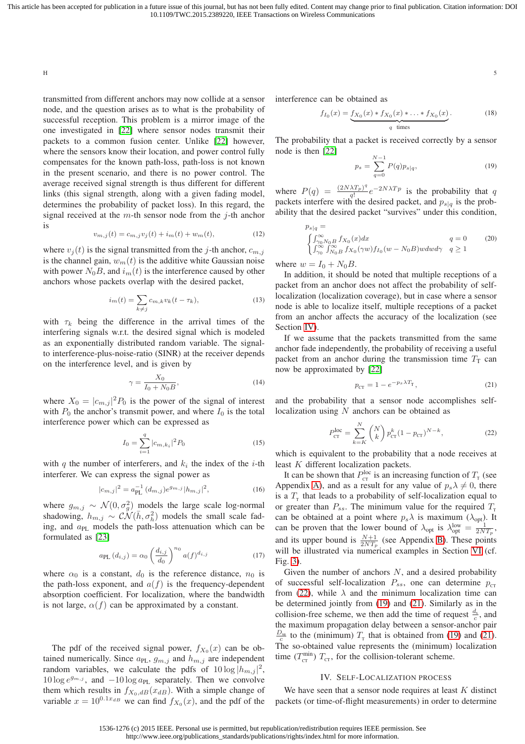transmitted from different anchors may now collide at a sensor node, and the question arises as to what is the probability of successful reception. This problem is a mirror image of the one investigated in [22] where sensor nodes transmit their packets to a common fusion center. Unlike [22] however, where the sensors know their location, and power control fully compensates for the known path-loss, path-loss is not known in the present scenario, and there is no power control. The average received signal strength is thus different for different links (this signal strength, along with a given fading model, determines the probability of packet loss). In this regard, the signal received at the $m$-th sensor node from the $j$-th anchor is

$$v_{m,j}(t) = c_{m,j}v_j(t) + i_m(t) + w_m(t), \tag{12}$$

where $v_j(t)$ is the signal transmitted from the $j$-th anchor, $c_{m,j}$ is the channel gain, $w_m(t)$ is the additive white Gaussian noise with power $N_0B$, and $i_m(t)$ is the interference caused by other anchors whose packets overlap with the desired packet,

$$i_m(t) = \sum_{k \neq j} c_{m,k}v_k(t - \tau_k), \tag{13}$$

with $\tau_k$ being the difference in the arrival times of the interfering signals w.r.t. the desired signal which is modeled as an exponentially distributed random variable. The signal-to interference-plus-noise-ratio (SINR) at the receiver depends on the interference level, and is given by

$$\gamma = \frac{X_0}{I_0 + N_0B}, \tag{14}$$

where $X_0 = |c_{m,j}|^2P_0$ is the power of the signal of interest with $P_0$ the anchor's transmit power, and where $I_0$ is the total interference power which can be expressed as

$$I_0 = \sum_{i=1}^{q} |c_{m,k_i}|^2 P_0 \tag{15}$$

with $q$ the number of interferers, and $k_i$ the index of the $i$-th interferer. We can express the signal power as

$$|c_{m,j}|^2 = a_{\text{PL}}^{-1}(d_{m,j})e^{g_{m,j}}|h_{m,j}|^2, \tag{16}$$

where $g_{m,j} \sim \mathcal{N}(0, \sigma_g^2)$ models the large scale log-normal shadowing, $h_{m,j} \sim \mathcal{CN}(\bar{h}, \sigma_h^2)$ models the small scale fading, and $a_{\text{PL}}$ models the path-loss attenuation which can be formulated as [23]

$$a_{\text{PL}}(d_{i,j}) = \alpha_0 \left(\frac{d_{i,j}}{d_0}\right)^{n_0} a(f)^{d_{i,j}} \tag{17}$$

where $\alpha_0$ is a constant, $d_0$ is the reference distance, $n_0$ is the path-loss exponent, and $a(f)$ is the frequency-dependent absorption coefficient. For localization, where the bandwidth is not large, $\alpha(f)$ can be approximated by a constant.

The pdf of the received signal power, $f_{X_0}(x)$ can be obtained numerically. Since $a_{\text{PL}}$, $g_{m,j}$ and $h_{m,j}$ are independent random variables, we calculate the pdfs of $10\log|h_{m,j}|^2$, $10\log e^{g_{m,j}}$, and $-10\log a_{\text{PL}}$ separately. Then we convolve them which results in $f_{X_0,dB}(x_{dB})$. With a simple change of variable $x = 10^{0.1x_{dB}}$ we can find $f_{X_0}(x)$, and the pdf of the interference can be obtained as

$$f_{I_0}(x) = \underbrace{f_{X_0}(x) * f_{X_0}(x) * \ldots * f_{X_0}(x)}_{q \text{ times}}. \tag{18}$$

The probability that a packet is received correctly by a sensor node is then [22]

$$p_s = \sum_{q=0}^{N-1} P(q)p_{s|q}, \tag{19}$$

where $P(q) = \frac{(2N\lambda T_p)^q}{q!}e^{-2N\lambda T p}$ is the probability that $q$ packets interfere with the desired packet, and $p_{s|q}$ is the probability that the desired packet "survives" under this condition,

$$p_{s|q} = \begin{cases} \int_{\gamma_0 N_0 B}^{\infty} f_{X_0}(x)dx & q = 0 \\ \int_{\gamma_0}^{\infty}\int_{N_0 B}^{\infty} f_{X_0}(\gamma w)f_{I_0}(w - N_0B)wdwd\gamma & q \geq 1 \end{cases} \tag{20}$$

where $w = I_0 + N_0B$.

In addition, it should be noted that multiple receptions of a packet from an anchor does not affect the probability of self-localization (localization coverage), but in case where a sensor node is able to localize itself, multiple receptions of a packet from an anchor affects the accuracy of the localization (see Section IV).

If we assume that the packets transmitted from the same anchor fade independently, the probability of receiving a useful packet from an anchor during the transmission time $T_{\text{T}}$ can now be approximated by [22]

$$p_{\text{CT}} = 1 - e^{-p_s\lambda T_{\text{T}}}, \tag{21}$$

and the probability that a sensor node accomplishes self-localization using $N$ anchors can be obtained as

$$P_{\text{CT}}^{\text{loc}} = \sum_{k=K}^{N}\binom{N}{k}p_{\text{CT}}^k(1 - p_{\text{CT}})^{N-k}, \tag{22}$$

which is equivalent to the probability that a node receives at least $K$ different localization packets.

It can be shown that $P_{\text{CT}}^{\text{loc}}$ is an increasing function of $T_{\text{T}}$ (see Appendix A), and as a result for any value of $p_s\lambda \neq 0$, there is a $T_{\text{T}}$ that leads to a probability of self-localization equal to or greater than $P_{ss}$. The minimum value for the required $T_{\text{T}}$ can be obtained at a point where $p_s\lambda$ is maximum ($\lambda_{\text{opt}}$). It can be proven that the lower bound of $\lambda_{\text{opt}}$ is $\lambda_{\text{opt}}^{\text{low}} = \frac{1}{2NT_p}$, and its upper bound is $\frac{N+1}{2NT_p}$ (see Appendix B). These points will be illustrated via numerical examples in Section VI (cf. Fig. 3).

Given the number of anchors $N$, and a desired probability of successful self-localization $P_{ss}$, one can determine $p_{\text{CT}}$ from (22), while $\lambda$ and the minimum localization time can be determined jointly from (19) and (21). Similarly as in the collision-free scheme, we then add the time of request $\frac{d_s}{c}$, and the maximum propagation delay between a sensor-anchor pair $\frac{D_{\text{sa}}}{c}$ to the (minimum) $T_{\text{T}}$ that is obtained from (19) and (21). The so-obtained value represents the (minimum) localization time ($T_{\text{CT}}^{\min}$) $T_{\text{CT}}$, for the collision-tolerant scheme.

## IV. Self-Localization Process

We have seen that a sensor node requires at least $K$ distinct packets (or time-of-flight measurements) in order to determine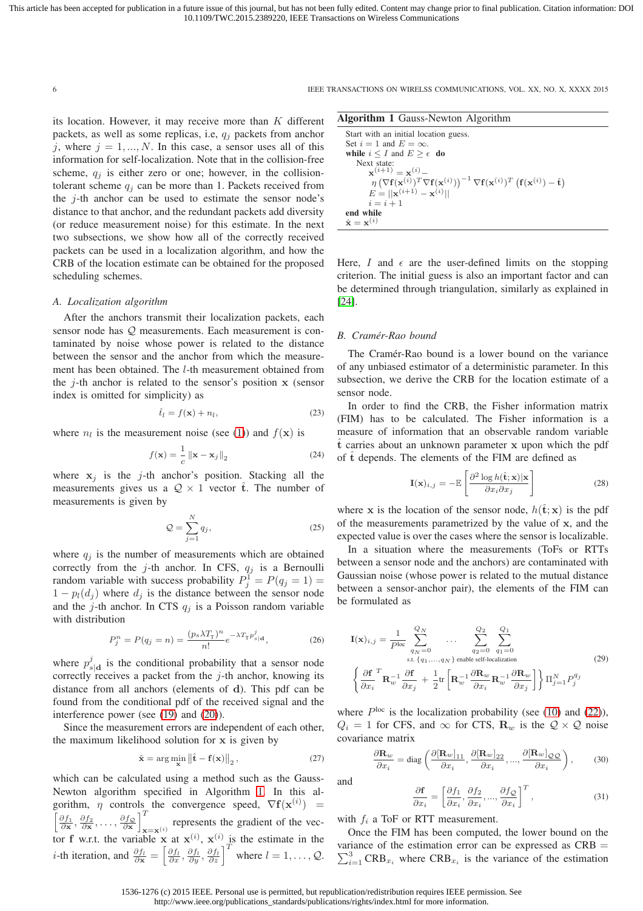its location. However, it may receive more than $K$ different packets, as well as some replicas, i.e, $q_j$ packets from anchor $j$, where $j = 1, ..., N$. In this case, a sensor uses all of this information for self-localization. Note that in the collision-free scheme, $q_j$ is either zero or one; however, in the collision-tolerant scheme $q_j$ can be more than 1. Packets received from the $j$-th anchor can be used to estimate the sensor node's distance to that anchor, and the redundant packets add diversity (or reduce measurement noise) for this estimate. In the next two subsections, we show how all of the correctly received packets can be used in a localization algorithm, and how the CRB of the location estimate can be obtained for the proposed scheduling schemes.

### A. Localization algorithm

After the anchors transmit their localization packets, each sensor node has $\mathcal{Q}$ measurements. Each measurement is contaminated by noise whose power is related to the distance between the sensor and the anchor from which the measurement has been obtained. The $l$-th measurement obtained from the $j$-th anchor is related to the sensor's position $\mathbf{x}$ (sensor index is omitted for simplicity) as

$$\hat{t}_l = f(\mathbf{x}) + n_l, \tag{23}$$

where $n_l$ is the measurement noise (see (1)) and $f(\mathbf{x})$ is

$$f(\mathbf{x}) = \frac{1}{c}\|\mathbf{x} - \mathbf{x}_j\|_2 \tag{24}$$

where $\mathbf{x}_j$ is the $j$-th anchor's position. Stacking all the measurements gives us a $\mathcal{Q} \times 1$ vector $\hat{\mathbf{t}}$. The number of measurements is given by

$$\mathcal{Q} = \sum_{j=1}^{N} q_j, \tag{25}$$

where $q_j$ is the number of measurements which are obtained correctly from the $j$-th anchor. In CFS, $q_j$ is a Bernoulli random variable with success probability $P_j^1 = P(q_j = 1) = 1 - p_l(d_j)$ where $d_j$ is the distance between the sensor node and the $j$-th anchor. In CTS $q_j$ is a Poisson random variable with distribution

$$P_j^n = P(q_j = n) = \frac{(p_s \lambda T_{\mathrm{T}})^n}{n!} e^{-\lambda T_{\mathrm{T}} p^j_{s|\mathbf{d}}}, \tag{26}$$

where $p^j_{s|\mathbf{d}}$ is the conditional probability that a sensor node correctly receives a packet from the $j$-th anchor, knowing its distance from all anchors (elements of $\mathbf{d}$). This pdf can be found from the conditional pdf of the received signal and the interference power (see (19) and (20)).

Since the measurement errors are independent of each other, the maximum likelihood solution for $\mathbf{x}$ is given by

$$\hat{\mathbf{x}} = \arg\min_{\mathbf{x}} \left\|\hat{\mathbf{t}} - \mathbf{f}(\mathbf{x})\right\|_2, \tag{27}$$

which can be calculated using a method such as the Gauss-Newton algorithm specified in Algorithm 1. In this algorithm, $\eta$ controls the convergence speed, $\nabla \mathbf{f}(\mathbf{x}^{(i)}) = \left[\frac{\partial f_1}{\partial \mathbf{x}}, \frac{\partial f_2}{\partial \mathbf{x}}, \ldots, \frac{\partial f_{\mathcal{Q}}}{\partial \mathbf{x}}\right]^T_{\mathbf{x}=\mathbf{x}^{(i)}}$ represents the gradient of the vector $\mathbf{f}$ w.r.t. the variable $\mathbf{x}$ at $\mathbf{x}^{(i)}$, $\mathbf{x}^{(i)}$ is the estimate in the $i$-th iteration, and $\frac{\partial f_l}{\partial \mathbf{x}} = \left[\frac{\partial f_l}{\partial x}, \frac{\partial f_l}{\partial y}, \frac{\partial f_l}{\partial z}\right]^T$ where $l = 1, \ldots, \mathcal{Q}$.

**Algorithm 1** Gauss-Newton Algorithm

```
Start with an initial location guess.
Set i = 1 and E = ∞.
while i ≤ I and E ≥ ε do
    Next state:
        x^(i+1) = x^(i) −
        η (∇f(x^(i))^T ∇f(x^(i)))^(−1) ∇f(x^(i))^T (f(x^(i)) − t̂)
        E = ||x^(i+1) − x^(i)||
        i = i + 1
end while
x̂ = x^(i)
```

Here, $I$ and $\epsilon$ are the user-defined limits on the stopping criterion. The initial guess is also an important factor and can be determined through triangulation, similarly as explained in [24].

### B. Cramér-Rao bound

The Cramér-Rao bound is a lower bound on the variance of any unbiased estimator of a deterministic parameter. In this subsection, we derive the CRB for the location estimate of a sensor node.

In order to find the CRB, the Fisher information matrix (FIM) has to be calculated. The Fisher information is a measure of information that an observable random variable $\hat{\mathbf{t}}$ carries about an unknown parameter $\mathbf{x}$ upon which the pdf of $\hat{\mathbf{t}}$ depends. The elements of the FIM are defined as

$$\mathbf{I}(\mathbf{x})_{i,j} = -\mathbb{E}\left[\frac{\partial^2 \log h(\hat{\mathbf{t}}; \mathbf{x})|\mathbf{x}}{\partial x_i \partial x_j}\right] \tag{28}$$

where $\mathbf{x}$ is the location of the sensor node, $h(\hat{\mathbf{t}}; \mathbf{x})$ is the pdf of the measurements parametrized by the value of $\mathbf{x}$, and the expected value is over the cases where the sensor is localizable.

In a situation where the measurements (ToFs or RTTs) between a sensor node and the anchors) are contaminated with Gaussian noise (whose power is related to the mutual distance between a sensor-anchor pair), the elements of the FIM can be formulated as

$$\mathbf{I}(\mathbf{x})_{i,j} = \frac{1}{P^{\mathrm{loc}}} \sum_{\substack{q_N=0 \\ \text{s.t. } \{q_1,\ldots,q_N\} \text{ enable self-localization}}}^{Q_N} \cdots \sum_{q_2=0}^{Q_2} \sum_{q_1=0}^{Q_1} \left\{\frac{\partial \mathbf{f}}{\partial x_i}^T \mathbf{R}_w^{-1} \frac{\partial \mathbf{f}}{\partial x_j} + \frac{1}{2}\mathrm{tr}\left[\mathbf{R}_w^{-1}\frac{\partial \mathbf{R}_w}{\partial x_i}\mathbf{R}_w^{-1}\frac{\partial \mathbf{R}_w}{\partial x_j}\right]\right\} \Pi_{j=1}^{N} P_j^{q_j} \tag{29}$$

where $P^{\mathrm{loc}}$ is the localization probability (see (10) and (22)), $Q_i = 1$ for CFS, and $\infty$ for CTS, $\mathbf{R}_w$ is the $\mathcal{Q} \times \mathcal{Q}$ noise covariance matrix

$$\frac{\partial \mathbf{R}_w}{\partial x_i} = \mathrm{diag}\left(\frac{\partial [\mathbf{R}_w]_{11}}{\partial x_i}, \frac{\partial [\mathbf{R}_w]_{22}}{\partial x_i}, ..., \frac{\partial [\mathbf{R}_w]_{\mathcal{Q}\mathcal{Q}}}{\partial x_i}\right), \tag{30}$$

and

$$\frac{\partial \mathbf{f}}{\partial x_i} = \left[\frac{\partial f_1}{\partial x_i}, \frac{\partial f_2}{\partial x_i}, ..., \frac{\partial f_{\mathcal{Q}}}{\partial x_i}\right]^T, \tag{31}$$

with $f_i$ a ToF or RTT measurement.

Once the FIM has been computed, the lower bound on the variance of the estimation error can be expressed as $\mathrm{CRB} = \sum_{i=1}^{3} \mathrm{CRB}_{x_i}$ where $\mathrm{CRB}_{x_i}$ is the variance of the estimation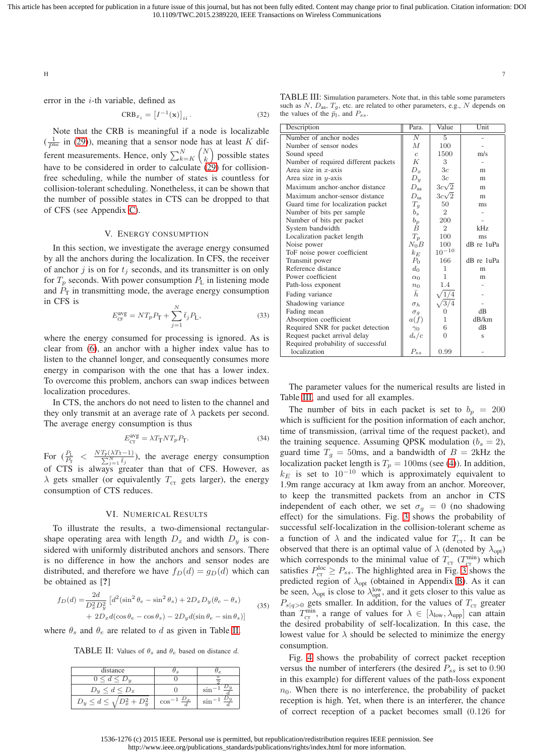error in the $i$-th variable, defined as

$$\text{CRB}_{x_i} = \left[I^{-1}(\mathbf{x})\right]_{ii}. \tag{32}$$

Note that the CRB is meaningful if a node is localizable ($\frac{1}{P^{\text{loc}}}$ in (29)), meaning that a sensor node has at least $K$ different measurements. Hence, only $\sum_{k=K}^{N}\binom{N}{k}$ possible states have to be considered in order to calculate (29) for collision-free scheduling, while the number of states is countless for collision-tolerant scheduling. Nonetheless, it can be shown that the number of possible states in CTS can be dropped to that of CFS (see Appendix C).

## V. Energy Consumption

In this section, we investigate the average energy consumed by all the anchors during the localization. In CFS, the receiver of anchor $j$ is on for $t_j$ seconds, and its transmitter is on only for $T_p$ seconds. With power consumption $P_{\text{L}}$ in listening mode and $P_{\text{T}}$ in transmitting mode, the average energy consumption in CFS is

$$E_{\text{CF}}^{\text{avg}} = NT_pP_{\text{T}} + \sum_{j=1}^{N}\bar{t}_jP_{\text{L}}, \tag{33}$$

where the energy consumed for processing is ignored. As is clear from (6), an anchor with a higher index value has to listen to the channel longer, and consequently consumes more energy in comparison with the one that has a lower index. To overcome this problem, anchors can swap indices between localization procedures.

In CTS, the anchors do not need to listen to the channel and they only transmit at an average rate of $\lambda$ packets per second. The average energy consumption is thus

$$E_{\text{CT}}^{\text{avg}} = \lambda T_{\text{T}}NT_pP_{\text{T}}. \tag{34}$$

For ($\frac{P_{\text{L}}}{P_{\text{T}}} < \frac{NT_{\text{p}}(\lambda T_{\text{T}}-1)}{\sum_{j=1}^{N}\bar{t}_j}$), the average energy consumption of CTS is always greater than that of CFS. However, as $\lambda$ gets smaller (or equivalently $T_{\text{CT}}$ gets larger), the energy consumption of CTS reduces.

## VI. Numerical Results

To illustrate the results, a two-dimensional rectangular-shape operating area with length $D_x$ and width $D_y$ is considered with uniformly distributed anchors and sensors. There is no difference in how the anchors and sensor nodes are distributed, and therefore we have $f_D(d) = g_D(d)$ which can be obtained as [?]

$$\begin{aligned}f_D(d) =& \frac{2d}{D_x^2D_y^2}\left[d^2(\sin^2\theta_e - \sin^2\theta_s) + 2D_xD_y(\theta_e - \theta_s)\right.\\ &\left.+ 2D_xd(\cos\theta_e - \cos\theta_s) - 2D_yd(\sin\theta_e - \sin\theta_s)\right]\end{aligned} \tag{35}$$

where $\theta_s$ and $\theta_e$ are related to $d$ as given in Table II.

TABLE II: Values of $\theta_s$ and $\theta_e$ based on distance $d$.

| distance | $\theta_s$ | $\theta_e$ |
|---|---|---|
| $0 \leq d \leq D_y$ | $0$ | $\frac{\pi}{2}$ |
| $D_y \leq d \leq D_x$ | $0$ | $\sin^{-1}\frac{D_y}{d}$ |
| $D_y \leq d \leq \sqrt{D_x^2 + D_y^2}$ | $\cos^{-1}\frac{D_x}{d}$ | $\sin^{-1}\frac{D_y}{d}$ |

TABLE III: Simulation parameters. Note that, in this table some parameters such as $N$, $D_{\text{aa}}$, $T_g$, etc. are related to other parameters, e.g., $N$ depends on the values of the $\bar{p}_l$, and $P_{ss}$.

| Description | Para. | Value | Unit |
|---|---|---|---|
| Number of anchor nodes | $N$ | 5 | - |
| Number of sensor nodes | $M$ | 100 | - |
| Sound speed | $c$ | 1500 | m/s |
| Number of required different packets | $K$ | 3 | - |
| Area size in $x$-axis | $D_x$ | $3c$ | m |
| Area size in $y$-axis | $D_y$ | $3c$ | m |
| Maximum anchor-anchor distance | $D_{\text{aa}}$ | $3c\sqrt{2}$ | m |
| Maximum anchor-sensor distance | $D_{\text{sa}}$ | $3c\sqrt{2}$ | m |
| Guard time for localization packet | $T_g$ | 50 | ms |
| Number of bits per sample | $b_s$ | 2 | - |
| Number of bits per packet | $b_p$ | 200 | - |
| System bandwidth | $B$ | 2 | kHz |
| Localization packet length | $T_p$ | 100 | ms |
| Noise power | $N_0B$ | 100 | dB re 1uPa |
| ToF noise power coefficient | $k_E$ | $10^{-10}$ | - |
| Transmit power | $P_0$ | 166 | dB re 1uPa |
| Reference distance | $d_0$ | 1 | m |
| Power coefficient | $\alpha_0$ | 1 | m |
| Path-loss exponent | $n_0$ | 1.4 | - |
| Fading variance | $\bar{h}$ | $\sqrt{1/4}$ | - |
| Shadowing variance | $\sigma_h$ | $\sqrt{3/4}$ | - |
| Fading mean | $\sigma_g$ | 0 | dB |
| Absorption coefficient | $a(f)$ | 1 | dB/km |
| Required SNR for packet detection | $\gamma_0$ | 6 | dB |
| Request packet arrival delay | $d_s/c$ | 0 | s |
| Required probability of successful localization | $P_{ss}$ | 0.99 | - |

The parameter values for the numerical results are listed in Table III, and used for all examples.

The number of bits in each packet is set to $b_p = 200$ which is sufficient for the position information of each anchor, time of transmission, (arrival time of the request packet), and the training sequence. Assuming QPSK modulation ($b_s = 2$), guard time $T_g = 50$ms, and a bandwidth of $B = 2$kHz the localization packet length is $T_p = 100$ms (see (4)). In addition, $k_E$ is set to $10^{-10}$ which is approximately equivalent to 1.9m range accuracy at 1km away from an anchor. Moreover, to keep the transmitted packets from an anchor in CTS independent of each other, we set $\sigma_g = 0$ (no shadowing effect) for the simulations. Fig. 3 shows the probability of successful self-localization in the collision-tolerant scheme as a function of $\lambda$ and the indicated value for $T_{\text{CT}}$. It can be observed that there is an optimal value of $\lambda$ (denoted by $\lambda_{\text{opt}}$) which corresponds to the minimal value of $T_{\text{CT}}$ ($T_{\text{CT}}^{\min}$) which satisfies $P_{\text{CT}}^{\text{loc}} \geq P_{ss}$. The highlighted area in Fig. 3 shows the predicted region of $\lambda_{\text{opt}}$ (obtained in Appendix B). As it can be seen, $\lambda_{\text{opt}}$ is close to $\lambda_{\text{opt}}^{\text{low}}$, and it gets closer to this value as $P_{s|q>0}$ gets smaller. In addition, for the values of $T_{\text{CT}}$ greater than $T_{\text{CT}}^{\min}$, a range of values for $\lambda \in [\lambda_{\text{low}}, \lambda_{\text{upp}}]$ can attain the desired probability of self-localization. In this case, the lowest value for $\lambda$ should be selected to minimize the energy consumption.

Fig. 4 shows the probability of correct packet reception versus the number of interferers (the desired $P_{ss}$ is set to 0.90 in this example) for different values of the path-loss exponent $n_0$. When there is no interference, the probability of packet reception is high. Yet, when there is an interferer, the chance of correct reception of a packet becomes small (0.126 for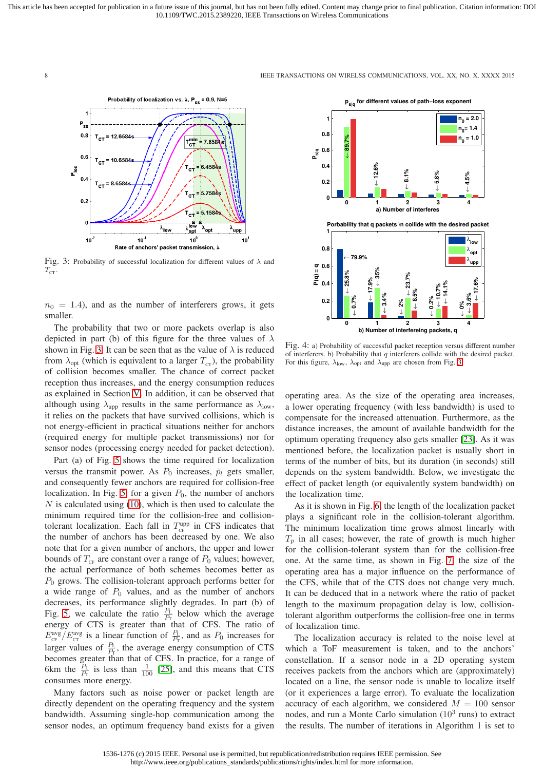Fig. 3: Probability of successful localization for different values of $\lambda$ and $T_{\text{CT}}$.

Fig. 4: a) Probability of successful packet reception versus different number of interferers. b) Probability that $q$ interferers collide with the desired packet. For this figure, $\lambda_{\text{low}}$, $\lambda_{\text{opt}}$ and $\lambda_{\text{upp}}$ are chosen from Fig. 3.

$n_0 = 1.4$), and as the number of interferers grows, it gets smaller.

The probability that two or more packets overlap is also depicted in part (b) of this figure for the three values of $\lambda$ shown in Fig. 3. It can be seen that as the value of $\lambda$ is reduced from $\lambda_{\text{opt}}$ (which is equivalent to a larger $T_{\text{CT}}$), the probability of collision becomes smaller. The chance of correct packet reception thus increases, and the energy consumption reduces as explained in Section V. In addition, it can be observed that although using $\lambda_{\text{upp}}$ results in the same performance as $\lambda_{\text{low}}$, it relies on the packets that have survived collisions, which is not energy-efficient in practical situations neither for anchors (required energy for multiple packet transmissions) nor for sensor nodes (processing energy needed for packet detection).

Part (a) of Fig. 5 shows the time required for localization versus the transmit power. As $P_0$ increases, $\bar{p}_l$ gets smaller, and consequently fewer anchors are required for collision-free localization. In Fig. 5, for a given $P_0$, the number of anchors $N$ is calculated using (10), which is then used to calculate the minimum required time for the collision-free and collision-tolerant localization. Each fall in $T_{\text{CF}}^{\text{upp}}$ in CFS indicates that the number of anchors has been decreased by one. We also note that for a given number of anchors, the upper and lower bounds of $T_{\text{CF}}$ are constant over a range of $P_0$ values; however, the actual performance of both schemes becomes better as $P_0$ grows. The collision-tolerant approach performs better for a wide range of $P_0$ values, and as the number of anchors decreases, its performance slightly degrades. In part (b) of Fig. 5, we calculate the ratio $\frac{P_{\text{L}}}{P_{\text{T}}}$ below which the average energy of CTS is greater than that of CFS. The ratio of $E_{\text{CF}}^{\text{avg}}/E_{\text{CT}}^{\text{avg}}$ is a linear function of $\frac{P_{\text{L}}}{P_{\text{T}}}$, and as $P_0$ increases for larger values of $\frac{P_{\text{L}}}{P_{\text{T}}}$, the average energy consumption of CTS becomes greater than that of CFS. In practice, for a range of 6km the $\frac{P_{\text{L}}}{P_{\text{T}}}$ is less than $\frac{1}{100}$ [25], and this means that CTS consumes more energy.

Many factors such as noise power or packet length are directly dependent on the operating frequency and the system bandwidth. Assuming single-hop communication among the sensor nodes, an optimum frequency band exists for a given operating area. As the size of the operating area increases, a lower operating frequency (with less bandwidth) is used to compensate for the increased attenuation. Furthermore, as the distance increases, the amount of available bandwidth for the optimum operating frequency also gets smaller [23]. As it was mentioned before, the localization packet is usually short in terms of the number of bits, but its duration (in seconds) still depends on the system bandwidth. Below, we investigate the effect of packet length (or equivalently system bandwidth) on the localization time.

As it is shown in Fig. 6, the length of the localization packet plays a significant role in the collision-tolerant algorithm. The minimum localization time grows almost linearly with $T_p$ in all cases; however, the rate of growth is much higher for the collision-tolerant system than for the collision-free one. At the same time, as shown in Fig. 7, the size of the operating area has a major influence on the performance of the CFS, while that of the CTS does not change very much. It can be deduced that in a network where the ratio of packet length to the maximum propagation delay is low, collision-tolerant algorithm outperforms the collision-free one in terms of localization time.

The localization accuracy is related to the noise level at which a ToF measurement is taken, and to the anchors' constellation. If a sensor node in a 2D operating system receives packets from the anchors which are (approximately) located on a line, the sensor node is unable to localize itself (or it experiences a large error). To evaluate the localization accuracy of each algorithm, we considered $M = 100$ sensor nodes, and run a Monte Carlo simulation ($10^3$ runs) to extract the results. The number of iterations in Algorithm 1 is set to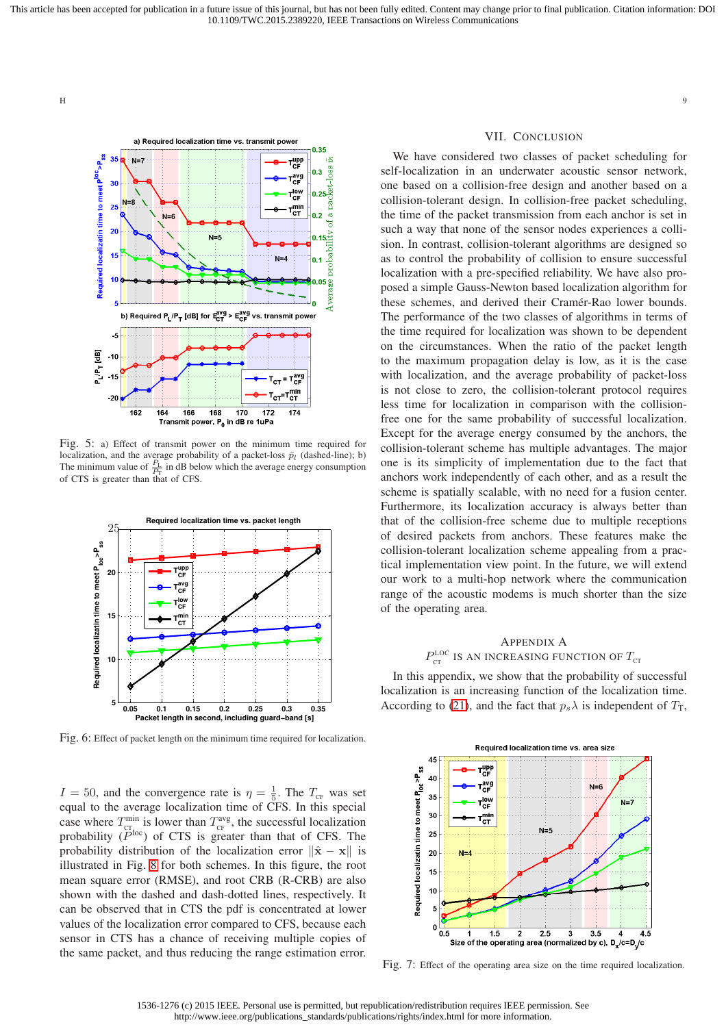a) Required localization time vs. transmit power

Required localizatin time to meet $P^{loc}$>$P_{ss}$

Average probability of a packet-loss $\bar{p}_l$

N=7
N=8
N=6
N=5
N=4

$T_{CF}^{upp}$
$T_{CF}^{avg}$
$T_{CF}^{low}$
$T_{CT}^{min}$

35
30
25
20
15
10
5

0.35
0.3
0.25
0.2
0.15
0.1
0.05
0

b) Required $P_L/P_T$ [dB] for $E_{CT}^{avg} > E_{CF}^{avg}$ vs. transmit power

$P_L/P_T$ [dB]

-5
-10
-15
-20

$T_{CT} = T_{CF}^{avg}$
$T_{CT} = T_{CT}^{min}$

162 164 166 168 170 172 174

Transmit power, $P_0$ in dB re 1uPa

Fig. 5: a) Effect of transmit power on the minimum time required for localization, and the average probability of a packet-loss $\bar{p}_l$ (dashed-line); b) The minimum value of $\frac{P_L}{P_T}$ in dB below which the average energy consumption of CTS is greater than that of CFS.

Required localization time vs. packet length

Required localizatin time to meet $P_{loc}$>$P_{ss}$

25
20
15
10
5

$T_{CF}^{upp}$
$T_{CF}^{avg}$
$T_{CF}^{low}$
$T_{CT}^{min}$

0.05 0.1 0.15 0.2 0.25 0.3 0.35

Packet length in second, including guard–band [s]

Fig. 6: Effect of packet length on the minimum time required for localization.

$I = 50$, and the convergence rate is $\eta = \frac{1}{5}$. The $T_{\text{CF}}$ was set equal to the average localization time of CFS. In this special case where $T_{\text{CT}}^{\min}$ is lower than $T_{\text{CF}}^{\text{avg}}$, the successful localization probability ($P^{\text{loc}}$) of CTS is greater than that of CFS. The probability distribution of the localization error $\|\hat{\mathbf{x}} - \mathbf{x}\|$ is illustrated in Fig. 8 for both schemes. In this figure, the root mean square error (RMSE), and root CRB (R-CRB) are also shown with the dashed and dash-dotted lines, respectively. It can be observed that in CTS the pdf is concentrated at lower values of the localization error compared to CFS, because each sensor in CTS has a chance of receiving multiple copies of the same packet, and thus reducing the range estimation error.

## VII. Conclusion

We have considered two classes of packet scheduling for self-localization in an underwater acoustic sensor network, one based on a collision-free design and another based on a collision-tolerant design. In collision-free packet scheduling, the time of the packet transmission from each anchor is set in such a way that none of the sensor nodes experiences a collision. In contrast, collision-tolerant algorithms are designed so as to control the probability of collision to ensure successful localization with a pre-specified reliability. We have also proposed a simple Gauss-Newton based localization algorithm for these schemes, and derived their Cramér-Rao lower bounds. The performance of the two classes of algorithms in terms of the time required for localization was shown to be dependent on the circumstances. When the ratio of the packet length to the maximum propagation delay is low, as it is the case with localization, and the average probability of packet-loss is not close to zero, the collision-tolerant protocol requires less time for localization in comparison with the collision-free one for the same probability of successful localization. Except for the average energy consumed by the anchors, the collision-tolerant scheme has multiple advantages. The major one is its simplicity of implementation due to the fact that anchors work independently of each other, and as a result the scheme is spatially scalable, with no need for a fusion center. Furthermore, its localization accuracy is always better than that of the collision-free scheme due to multiple receptions of desired packets from anchors. These features make the collision-tolerant localization scheme appealing from a practical implementation view point. In the future, we will extend our work to a multi-hop network where the communication range of the acoustic modems is much shorter than the size of the operating area.

## Appendix A
## $P_{\text{CT}}^{\text{LOC}}$ is an increasing function of $T_{\text{CT}}$

In this appendix, we show that the probability of successful localization is an increasing function of the localization time. According to (21), and the fact that $p_s\lambda$ is independent of $T_{\text{T}}$,

Required localization time vs. area size

Required localizatin time to meet $P_{loc}$>$P_{ss}$

45
40
35
30
25
20
15
10
5
0

$T_{CF}^{upp}$
$T_{CF}^{avg}$
$T_{CF}^{low}$
$T_{CT}^{min}$

N=4
N=5
N=6
N=7

0.5 1 1.5 2 2.5 3 3.5 4 4.5

Size of the operating area (normalized by c), $D_x$/c=$D_y$/c

Fig. 7: Effect of the operating area size on the time required localization.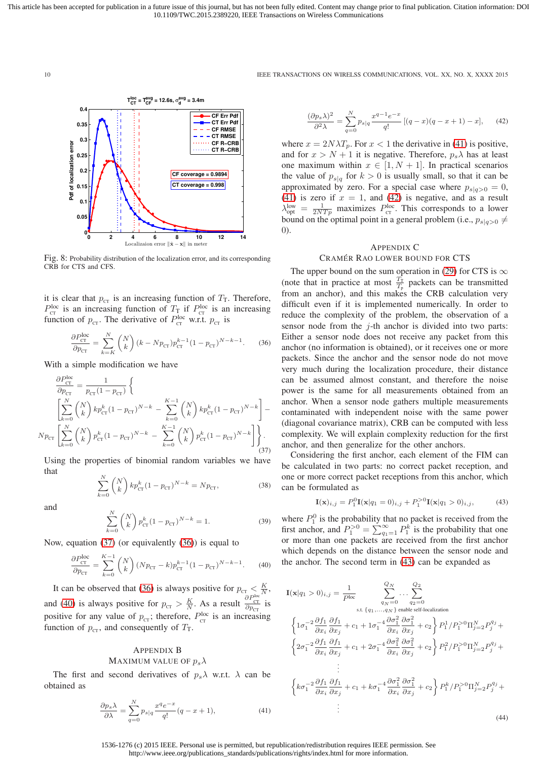Fig. 8: Probability distribution of the localization error, and its corresponding CRB for CTS and CFS.

it is clear that $p_{\text{CT}}$ is an increasing function of $T_{\text{T}}$. Therefore, $P_{\text{CT}}^{\text{loc}}$ is an increasing function of $T_{\text{T}}$ if $P_{\text{CT}}^{\text{loc}}$ is an increasing function of $p_{\text{CT}}$. The derivative of $P_{\text{CT}}^{\text{loc}}$ w.r.t. $p_{\text{CT}}$ is

$$\frac{\partial P_{\text{CT}}^{\text{loc}}}{\partial p_{\text{CT}}} = \sum_{k=K}^{N} \binom{N}{k} (k - Np_{\text{CT}}) p_{\text{CT}}^{k-1} (1-p_{\text{CT}})^{N-k-1}. \tag{36}$$

With a simple modification we have

$$\frac{\partial P_{\text{CT}}^{\text{loc}}}{\partial p_{\text{CT}}} = \frac{1}{p_{\text{CT}}(1-p_{\text{CT}})} \Bigg\{ \left[ \sum_{k=0}^{N} \binom{N}{k} k p_{\text{CT}}^{k} (1-p_{\text{CT}})^{N-k} - \sum_{k=0}^{K-1} \binom{N}{k} k p_{\text{CT}}^{k} (1-p_{\text{CT}})^{N-k} \right] - Np_{\text{CT}} \left[ \sum_{k=0}^{N} \binom{N}{k} p_{\text{CT}}^{k} (1-p_{\text{CT}})^{N-k} - \sum_{k=0}^{K-1} \binom{N}{k} p_{\text{CT}}^{k} (1-p_{\text{CT}})^{N-k} \right] \Bigg\}. \tag{37}$$

Using the properties of binomial random variables we have that

$$\sum_{k=0}^{N} \binom{N}{k} k p_{\text{CT}}^{k} (1-p_{\text{CT}})^{N-k} = Np_{\text{CT}}, \tag{38}$$

and

$$\sum_{k=0}^{N} \binom{N}{k} p_{\text{CT}}^{k} (1-p_{\text{CT}})^{N-k} = 1. \tag{39}$$

Now, equation (37) (or equivalently (36)) is equal to

$$\frac{\partial P_{\text{CT}}^{\text{loc}}}{\partial p_{\text{CT}}} = \sum_{k=0}^{K-1} \binom{N}{k} (Np_{\text{CT}} - k) p_{\text{CT}}^{k-1} (1-p_{\text{CT}})^{N-k-1}. \tag{40}$$

It can be observed that (36) is always positive for $p_{\text{CT}} < \frac{K}{N}$, and (40) is always positive for $p_{\text{CT}} > \frac{K}{N}$. As a result $\frac{\partial P_{\text{CT}}^{\text{loc}}}{\partial p_{\text{CT}}}$ is positive for any value of $p_{\text{CT}}$; therefore, $P_{\text{CT}}^{\text{loc}}$ is an increasing function of $p_{\text{CT}}$, and consequently of $T_{\text{T}}$.

## Appendix B
## Maximum Value of $p_s\lambda$

The first and second derivatives of $p_s\lambda$ w.r.t. $\lambda$ can be obtained as

$$\frac{\partial p_s \lambda}{\partial \lambda} = \sum_{q=0}^{N} p_{s|q} \frac{x^q e^{-x}}{q!} (q - x + 1), \tag{41}$$

$$\frac{(\partial p_s \lambda)^2}{\partial^2 \lambda} = \sum_{q=0}^{N} p_{s|q} \frac{x^{q-1} e^{-x}}{q!} \left[(q-x)(q-x+1) - x\right], \tag{42}$$

where $x = 2N\lambda T_{\text{p}}$. For $x < 1$ the derivative in (41) is positive, and for $x > N+1$ it is negative. Therefore, $p_s\lambda$ has at least one maximum within $x \in [1, N+1]$. In practical scenarios the value of $p_{s|q}$ for $k > 0$ is usually small, so that it can be approximated by zero. For a special case where $p_{s|q>0} = 0$, (41) is zero if $x = 1$, and (42) is negative, and as a result $\lambda_{\text{opt}}^{\text{low}} = \frac{1}{2NT_{\text{P}}}$ maximizes $P_{\text{CT}}^{\text{loc}}$. This corresponds to a lower bound on the optimal point in a general problem (i.e., $p_{s|q>0} \neq 0$).

## Appendix C
## Cramér Rao Lower Bound for CTS

The upper bound on the sum operation in (29) for CTS is $\infty$ (note that in practice at most $\frac{T_{\text{T}}}{T_{\text{p}}}$ packets can be transmitted from an anchor), and this makes the CRB calculation very difficult even if it is implemented numerically. In order to reduce the complexity of the problem, the observation of a sensor node from the $j$-th anchor is divided into two parts: Either a sensor node does not receive any packet from this anchor (no information is obtained), or it receives one or more packets. Since the anchor and the sensor node do not move very much during the localization procedure, their distance can be assumed almost constant, and therefore the noise power is the same for all measurements obtained from an anchor. When a sensor node gathers multiple measurements contaminated with independent noise with the same power (diagonal covariance matrix), CRB can be computed with less complexity. We will explain complexity reduction for the first anchor, and then generalize for the other anchors.

Considering the first anchor, each element of the FIM can be calculated in two parts: no correct packet reception, and one or more correct packet receptions from this anchor, which can be formulated as

$$\mathbf{I}(\mathbf{x})_{i,j} = P_1^0 \mathbf{I}(\mathbf{x}|q_1 = 0)_{i,j} + P_1^{>0} \mathbf{I}(\mathbf{x}|q_1 > 0)_{i,j}, \tag{43}$$

where $P_1^0$ is the probability that no packet is received from the first anchor, and $P_1^{>0} = \sum_{q_1=1}^{\infty} P_1^k$ is the probability that one or more than one packets are received from the first anchor which depends on the distance between the sensor node and the anchor. The second term in (43) can be expanded as

$$\begin{aligned}
\mathbf{I}(\mathbf{x}|q_1 > 0)_{i,j} = \frac{1}{P^{\text{loc}}} \sum_{\substack{q_N=0 \\ \text{s.t. } \{q_1,\ldots,q_N\} \text{ enable self-localization}}}^{Q_N} \cdots \sum_{q_2=0}^{Q_2} \\
\left\{ 1\sigma_1^{-2} \frac{\partial f_1}{\partial x_i} \frac{\partial f_1}{\partial x_j} + c_1 + 1\sigma_1^{-4} \frac{\partial \sigma_1^2}{\partial x_i} \frac{\partial \sigma_1^2}{\partial x_j} + c_2 \right\} P_1^1 / P_1^{>0} \Pi_{j=2}^{N} P_j^{q_j} + \\
\left\{ 2\sigma_1^{-2} \frac{\partial f_1}{\partial x_i} \frac{\partial f_1}{\partial x_j} + c_1 + 2\sigma_1^{-4} \frac{\partial \sigma_1^2}{\partial x_i} \frac{\partial \sigma_1^2}{\partial x_j} + c_2 \right\} P_1^2 / P_1^{>0} \Pi_{j=2}^{N} P_j^{q_j} + \\
\vdots \\
\left\{ k\sigma_1^{-2} \frac{\partial f_1}{\partial x_i} \frac{\partial f_1}{\partial x_j} + c_1 + k\sigma_1^{-4} \frac{\partial \sigma_1^2}{\partial x_i} \frac{\partial \sigma_1^2}{\partial x_j} + c_2 \right\} P_1^k / P_1^{>0} \Pi_{j=2}^{N} P_j^{q_j} + \\
\vdots
\end{aligned} \tag{44}$$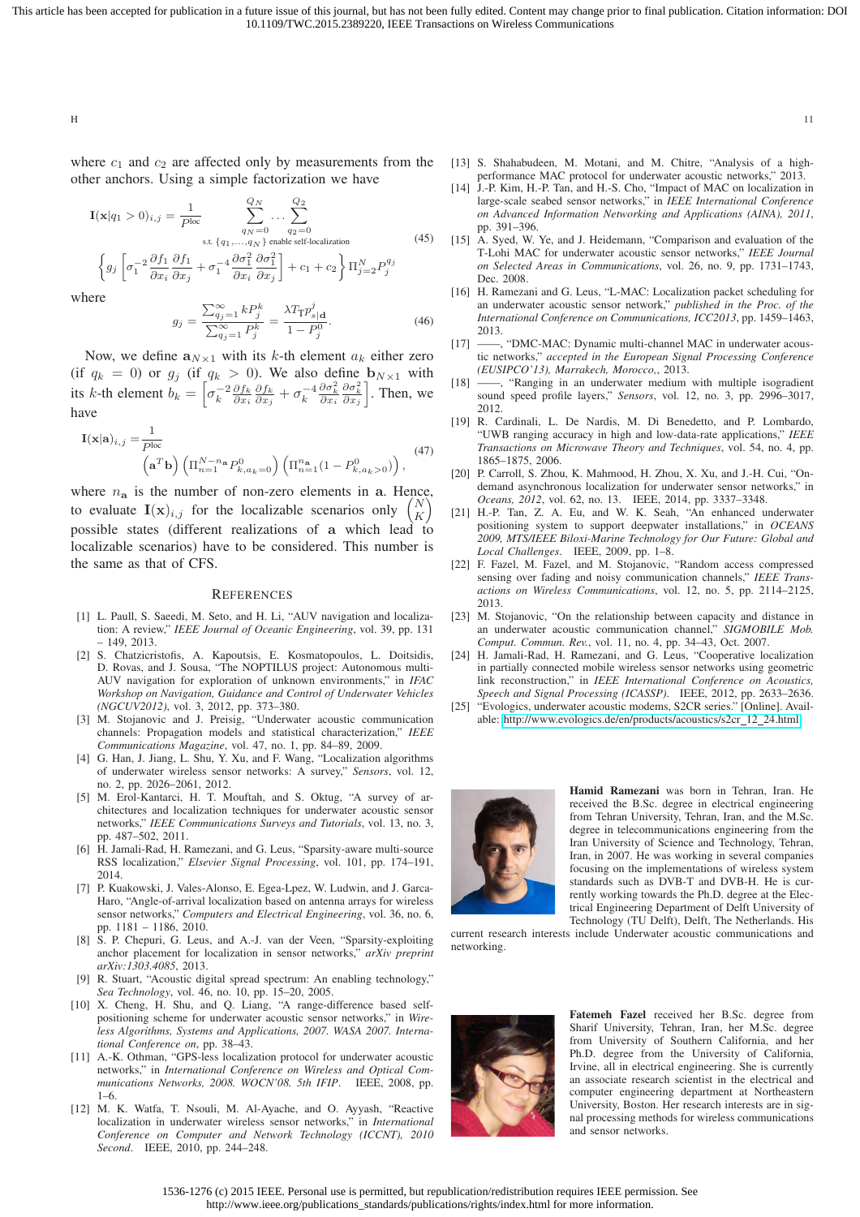where $c_1$ and $c_2$ are affected only by measurements from the other anchors. Using a simple factorization we have

$$\mathbf{I}(\mathbf{x}|q_1 > 0)_{i,j} = \frac{1}{P^{\text{loc}}} \sum_{\substack{q_N=0 \\ \text{s.t. } \{q_1,\ldots,q_N\} \text{ enable self-localization}}}^{Q_N} \cdots \sum_{q_2=0}^{Q_2} \left\{ g_j \left[ \sigma_1^{-2} \frac{\partial f_1}{\partial x_i} \frac{\partial f_1}{\partial x_j} + \sigma_1^{-4} \frac{\partial \sigma_1^2}{\partial x_i} \frac{\partial \sigma_1^2}{\partial x_j} \right] + c_1 + c_2 \right\} \Pi_{j=2}^{N} P_j^{q_j} \tag{45}$$

where

$$g_j = \frac{\sum_{q_j=1}^{\infty} k P_j^k}{\sum_{q_j=1}^{\infty} P_j^k} = \frac{\lambda T_{\text{T}} p_{s|\mathbf{d}}^j}{1 - P_j^0}. \tag{46}$$

Now, we define $\mathbf{a}_{N \times 1}$ with its $k$-th element $a_k$ either zero (if $q_k = 0$) or $g_j$ (if $q_k > 0$). We also define $\mathbf{b}_{N \times 1}$ with its $k$-th element $b_k = \left[ \sigma_k^{-2} \frac{\partial f_k}{\partial x_i} \frac{\partial f_k}{\partial x_j} + \sigma_k^{-4} \frac{\partial \sigma_k^2}{\partial x_i} \frac{\partial \sigma_k^2}{\partial x_j} \right]$. Then, we have

$$\mathbf{I}(\mathbf{x}|\mathbf{a})_{i,j} = \frac{1}{P^{\text{loc}}} \left( \mathbf{a}^T \mathbf{b} \right) \left( \Pi_{n=1}^{N-n_{\mathbf{a}}} P_{k,a_k=0}^0 \right) \left( \Pi_{n=1}^{n_{\mathbf{a}}} (1 - P_{k,a_k>0}^0) \right), \tag{47}$$

where $n_{\mathbf{a}}$ is the number of non-zero elements in $\mathbf{a}$. Hence, to evaluate $\mathbf{I}(\mathbf{x})_{i,j}$ for the localizable scenarios only $\binom{N}{K}$ possible states (different realizations of $\mathbf{a}$ which lead to localizable scenarios) have to be considered. This number is the same as that of CFS.

## References

[1] L. Paull, S. Saeedi, M. Seto, and H. Li, "AUV navigation and localization: A review," *IEEE Journal of Oceanic Engineering*, vol. 39, pp. 131 – 149, 2013.

[2] S. Chatzicristofis, A. Kapoutsis, E. Kosmatopoulos, L. Doitsidis, D. Rovas, and J. Sousa, "The NOPTILUS project: Autonomous multi-AUV navigation for exploration of unknown environments," in *IFAC Workshop on Navigation, Guidance and Control of Underwater Vehicles (NGCUV2012)*, vol. 3, 2012, pp. 373–380.

[3] M. Stojanovic and J. Preisig, "Underwater acoustic communication channels: Propagation models and statistical characterization," *IEEE Communications Magazine*, vol. 47, no. 1, pp. 84–89, 2009.

[4] G. Han, J. Jiang, L. Shu, Y. Xu, and F. Wang, "Localization algorithms of underwater wireless sensor networks: A survey," *Sensors*, vol. 12, no. 2, pp. 2026–2061, 2012.

[5] M. Erol-Kantarci, H. T. Mouftah, and S. Oktug, "A survey of architectures and localization techniques for underwater acoustic sensor networks," *IEEE Communications Surveys and Tutorials*, vol. 13, no. 3, pp. 487–502, 2011.

[6] H. Jamali-Rad, H. Ramezani, and G. Leus, "Sparsity-aware multi-source RSS localization," *Elsevier Signal Processing*, vol. 101, pp. 174–191, 2014.

[7] P. Kuakowski, J. Vales-Alonso, E. Egea-Lpez, W. Ludwin, and J. Garca-Haro, "Angle-of-arrival localization based on antenna arrays for wireless sensor networks," *Computers and Electrical Engineering*, vol. 36, no. 6, pp. 1181 – 1186, 2010.

[8] S. P. Chepuri, G. Leus, and A.-J. van der Veen, "Sparsity-exploiting anchor placement for localization in sensor networks," *arXiv preprint arXiv:1303.4085*, 2013.

[9] R. Stuart, "Acoustic digital spread spectrum: An enabling technology," *Sea Technology*, vol. 46, no. 10, pp. 15–20, 2005.

[10] X. Cheng, H. Shu, and Q. Liang, "A range-difference based self-positioning scheme for underwater acoustic sensor networks," in *Wireless Algorithms, Systems and Applications, 2007. WASA 2007. International Conference on*, pp. 38–43.

[11] A.-K. Othman, "GPS-less localization protocol for underwater acoustic networks," in *International Conference on Wireless and Optical Communications Networks, 2008. WOCN'08. 5th IFIP*. IEEE, 2008, pp. 1–6.

[12] M. K. Watfa, T. Nsouli, M. Al-Ayache, and O. Ayyash, "Reactive localization in underwater wireless sensor networks," in *International Conference on Computer and Network Technology (ICCNT), 2010 Second*. IEEE, 2010, pp. 244–248.

[13] S. Shahabudeen, M. Motani, and M. Chitre, "Analysis of a high-performance MAC protocol for underwater acoustic networks," 2013.

[14] J.-P. Kim, H.-P. Tan, and H.-S. Cho, "Impact of MAC on localization in large-scale seabed sensor networks," in *IEEE International Conference on Advanced Information Networking and Applications (AINA), 2011*, pp. 391–396.

[15] A. Syed, W. Ye, and J. Heidemann, "Comparison and evaluation of the T-Lohi MAC for underwater acoustic sensor networks," *IEEE Journal on Selected Areas in Communications*, vol. 26, no. 9, pp. 1731–1743, Dec. 2008.

[16] H. Ramezani and G. Leus, "L-MAC: Localization packet scheduling for an underwater acoustic sensor network," *published in the Proc. of the International Conference on Communications, ICC2013*, pp. 1459–1463, 2013.

[17] ——, "DMC-MAC: Dynamic multi-channel MAC in underwater acoustic networks," *accepted in the European Signal Processing Conference (EUSIPCO'13), Marrakech, Morocco,*, 2013.

[18] ——, "Ranging in an underwater medium with multiple isogradient sound speed profile layers," *Sensors*, vol. 12, no. 3, pp. 2996–3017, 2012.

[19] R. Cardinali, L. De Nardis, M. Di Benedetto, and P. Lombardo, "UWB ranging accuracy in high and low-data-rate applications," *IEEE Transactions on Microwave Theory and Techniques*, vol. 54, no. 4, pp. 1865–1875, 2006.

[20] P. Carroll, S. Zhou, K. Mahmood, H. Zhou, X. Xu, and J.-H. Cui, "On-demand asynchronous localization for underwater sensor networks," in *Oceans, 2012*, vol. 62, no. 13. IEEE, 2014, pp. 3337–3348.

[21] H.-P. Tan, Z. A. Eu, and W. K. Seah, "An enhanced underwater positioning system to support deepwater installations," in *OCEANS 2009, MTS/IEEE Biloxi-Marine Technology for Our Future: Global and Local Challenges*. IEEE, 2009, pp. 1–8.

[22] F. Fazel, M. Fazel, and M. Stojanovic, "Random access compressed sensing over fading and noisy communication channels," *IEEE Transactions on Wireless Communications*, vol. 12, no. 5, pp. 2114–2125, 2013.

[23] M. Stojanovic, "On the relationship between capacity and distance in an underwater acoustic communication channel," *SIGMOBILE Mob. Comput. Commun. Rev.*, vol. 11, no. 4, pp. 34–43, Oct. 2007.

[24] H. Jamali-Rad, H. Ramezani, and G. Leus, "Cooperative localization in partially connected mobile wireless sensor networks using geometric link reconstruction," in *IEEE International Conference on Acoustics, Speech and Signal Processing (ICASSP)*. IEEE, 2012, pp. 2633–2636.

[25] "Evologics, underwater acoustic modems, S2CR series." [Online]. Available: http://www.evologics.de/en/products/acoustics/s2cr_12_24.html

**Hamid Ramezani** was born in Tehran, Iran. He received the B.Sc. degree in electrical engineering from Tehran University, Tehran, Iran, and the M.Sc. degree in telecommunications engineering from the Iran University of Science and Technology, Tehran, Iran, in 2007. He was working in several companies focusing on the implementations of wireless system standards such as DVB-T and DVB-H. He is currently working towards the Ph.D. degree at the Electrical Engineering Department of Delft University of Technology (TU Delft), Delft, The Netherlands. His current research interests include Underwater acoustic communications and networking.

**Fatemeh Fazel** received her B.Sc. degree from Sharif University, Tehran, Iran, her M.Sc. degree from University of Southern California, and her Ph.D. degree from the University of California, Irvine, all in electrical engineering. She is currently an associate research scientist in the electrical and computer engineering department at Northeastern University, Boston. Her research interests are in signal processing methods for wireless communications and sensor networks.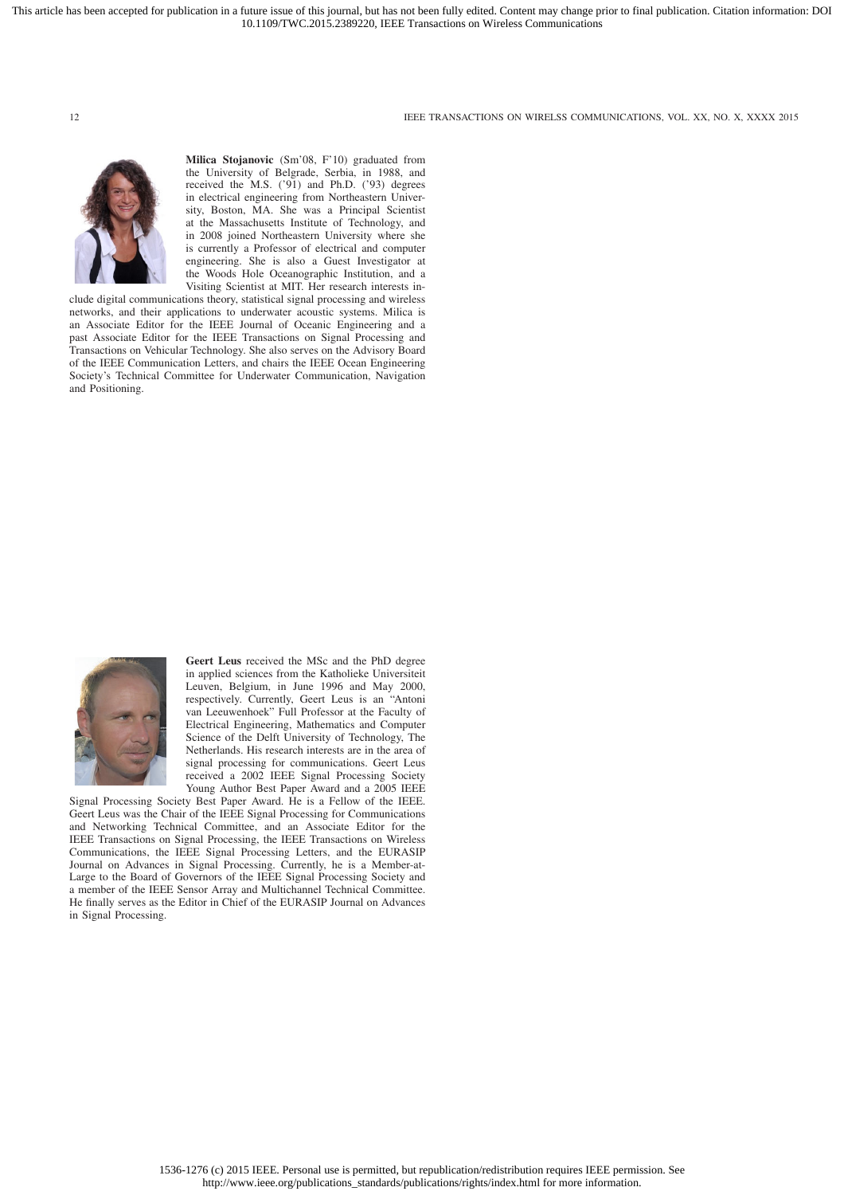**Milica Stojanovic** (Sm'08, F'10) graduated from the University of Belgrade, Serbia, in 1988, and received the M.S. ('91) and Ph.D. ('93) degrees in electrical engineering from Northeastern University, Boston, MA. She was a Principal Scientist at the Massachusetts Institute of Technology, and in 2008 joined Northeastern University where she is currently a Professor of electrical and computer engineering. She is also a Guest Investigator at the Woods Hole Oceanographic Institution, and a Visiting Scientist at MIT. Her research interests include digital communications theory, statistical signal processing and wireless networks, and their applications to underwater acoustic systems. Milica is an Associate Editor for the IEEE Journal of Oceanic Engineering and a past Associate Editor for the IEEE Transactions on Signal Processing and Transactions on Vehicular Technology. She also serves on the Advisory Board of the IEEE Communication Letters, and chairs the IEEE Ocean Engineering Society's Technical Committee for Underwater Communication, Navigation and Positioning.

**Geert Leus** received the MSc and the PhD degree in applied sciences from the Katholieke Universiteit Leuven, Belgium, in June 1996 and May 2000, respectively. Currently, Geert Leus is an "Antoni van Leeuwenhoek" Full Professor at the Faculty of Electrical Engineering, Mathematics and Computer Science of the Delft University of Technology, The Netherlands. His research interests are in the area of signal processing for communications. Geert Leus received a 2002 IEEE Signal Processing Society Young Author Best Paper Award and a 2005 IEEE Signal Processing Society Best Paper Award. He is a Fellow of the IEEE. Geert Leus was the Chair of the IEEE Signal Processing for Communications and Networking Technical Committee, and an Associate Editor for the IEEE Transactions on Signal Processing, the IEEE Transactions on Wireless Communications, the IEEE Signal Processing Letters, and the EURASIP Journal on Advances in Signal Processing. Currently, he is a Member-at-Large to the Board of Governors of the IEEE Signal Processing Society and a member of the IEEE Sensor Array and Multichannel Technical Committee. He finally serves as the Editor in Chief of the EURASIP Journal on Advances in Signal Processing.